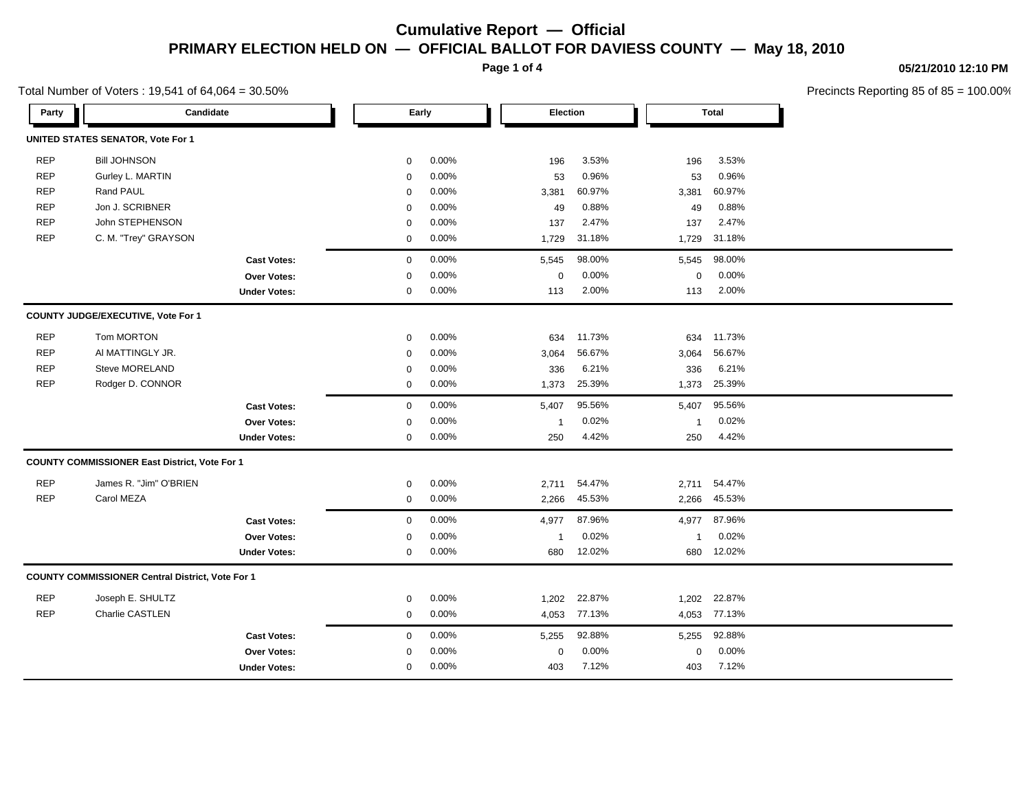# Cumulative Report — Official

## PRIMARY ELECTION HELD ON — OFFICIAL BALLOT FOR DAVIESS COUNTY — May 18, 2010

**05/21/2010 12:10 PM**

Total Number of Voters : 19,541 of 64,064 = 30.50%

Precincts Reporting 85 of 85 = 100.00%

| Party | Candidate | Early | | Election | | Total | |
|---|---|---|---|---|---|---|---|
| **UNITED STATES SENATOR, Vote For 1** | | | | | | | |
| REP | Bill JOHNSON | 0 | 0.00% | 196 | 3.53% | 196 | 3.53% |
| REP | Gurley L. MARTIN | 0 | 0.00% | 53 | 0.96% | 53 | 0.96% |
| REP | Rand PAUL | 0 | 0.00% | 3,381 | 60.97% | 3,381 | 60.97% |
| REP | Jon J. SCRIBNER | 0 | 0.00% | 49 | 0.88% | 49 | 0.88% |
| REP | John STEPHENSON | 0 | 0.00% | 137 | 2.47% | 137 | 2.47% |
| REP | C. M. "Trey" GRAYSON | 0 | 0.00% | 1,729 | 31.18% | 1,729 | 31.18% |
| | **Cast Votes:** | 0 | 0.00% | 5,545 | 98.00% | 5,545 | 98.00% |
| | **Over Votes:** | 0 | 0.00% | 0 | 0.00% | 0 | 0.00% |
| | **Under Votes:** | 0 | 0.00% | 113 | 2.00% | 113 | 2.00% |
| **COUNTY JUDGE/EXECUTIVE, Vote For 1** | | | | | | | |
| REP | Tom MORTON | 0 | 0.00% | 634 | 11.73% | 634 | 11.73% |
| REP | Al MATTINGLY JR. | 0 | 0.00% | 3,064 | 56.67% | 3,064 | 56.67% |
| REP | Steve MORELAND | 0 | 0.00% | 336 | 6.21% | 336 | 6.21% |
| REP | Rodger D. CONNOR | 0 | 0.00% | 1,373 | 25.39% | 1,373 | 25.39% |
| | **Cast Votes:** | 0 | 0.00% | 5,407 | 95.56% | 5,407 | 95.56% |
| | **Over Votes:** | 0 | 0.00% | 1 | 0.02% | 1 | 0.02% |
| | **Under Votes:** | 0 | 0.00% | 250 | 4.42% | 250 | 4.42% |
| **COUNTY COMMISSIONER East District, Vote For 1** | | | | | | | |
| REP | James R. "Jim" O'BRIEN | 0 | 0.00% | 2,711 | 54.47% | 2,711 | 54.47% |
| REP | Carol MEZA | 0 | 0.00% | 2,266 | 45.53% | 2,266 | 45.53% |
| | **Cast Votes:** | 0 | 0.00% | 4,977 | 87.96% | 4,977 | 87.96% |
| | **Over Votes:** | 0 | 0.00% | 1 | 0.02% | 1 | 0.02% |
| | **Under Votes:** | 0 | 0.00% | 680 | 12.02% | 680 | 12.02% |
| **COUNTY COMMISSIONER Central District, Vote For 1** | | | | | | | |
| REP | Joseph E. SHULTZ | 0 | 0.00% | 1,202 | 22.87% | 1,202 | 22.87% |
| REP | Charlie CASTLEN | 0 | 0.00% | 4,053 | 77.13% | 4,053 | 77.13% |
| | **Cast Votes:** | 0 | 0.00% | 5,255 | 92.88% | 5,255 | 92.88% |
| | **Over Votes:** | 0 | 0.00% | 0 | 0.00% | 0 | 0.00% |
| | **Under Votes:** | 0 | 0.00% | 403 | 7.12% | 403 | 7.12% |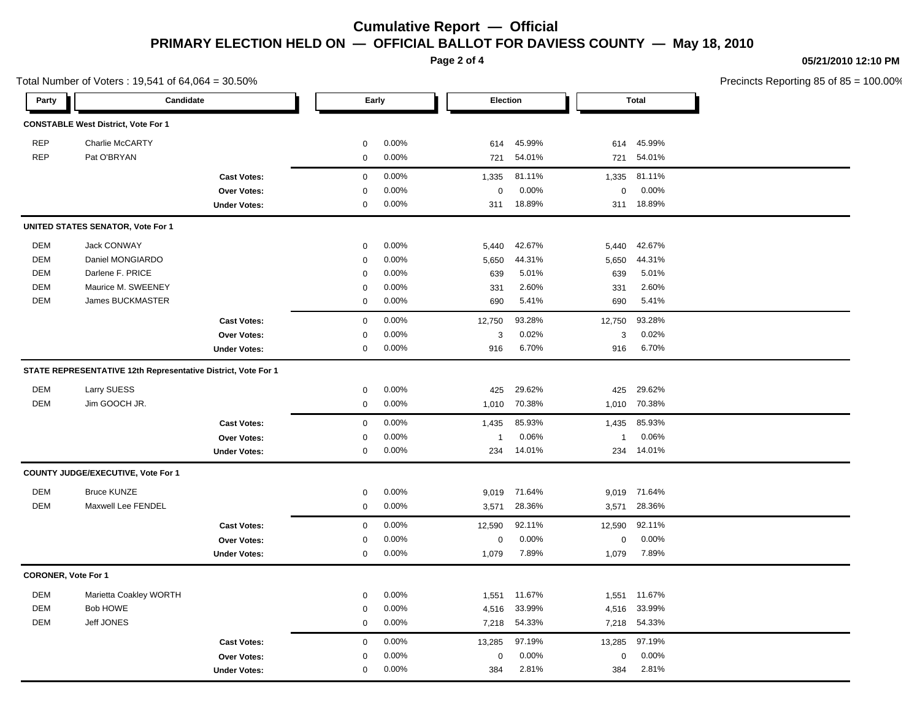# Cumulative Report — Official

## PRIMARY ELECTION HELD ON — OFFICIAL BALLOT FOR DAVIESS COUNTY — May 18, 2010

05/21/2010 12:10 PM

Total Number of Voters : 19,541 of 64,064 = 30.50%

Precincts Reporting 85 of 85 = 100.00%

| Party | Candidate | Early | | Election | | Total | |
|---|---|---|---|---|---|---|---|
| **CONSTABLE West District, Vote For 1** | | | | | | | |
| REP | Charlie McCARTY | 0 | 0.00% | 614 | 45.99% | 614 | 45.99% |
| REP | Pat O'BRYAN | 0 | 0.00% | 721 | 54.01% | 721 | 54.01% |
| | **Cast Votes:** | 0 | 0.00% | 1,335 | 81.11% | 1,335 | 81.11% |
| | **Over Votes:** | 0 | 0.00% | 0 | 0.00% | 0 | 0.00% |
| | **Under Votes:** | 0 | 0.00% | 311 | 18.89% | 311 | 18.89% |
| **UNITED STATES SENATOR, Vote For 1** | | | | | | | |
| DEM | Jack CONWAY | 0 | 0.00% | 5,440 | 42.67% | 5,440 | 42.67% |
| DEM | Daniel MONGIARDO | 0 | 0.00% | 5,650 | 44.31% | 5,650 | 44.31% |
| DEM | Darlene F. PRICE | 0 | 0.00% | 639 | 5.01% | 639 | 5.01% |
| DEM | Maurice M. SWEENEY | 0 | 0.00% | 331 | 2.60% | 331 | 2.60% |
| DEM | James BUCKMASTER | 0 | 0.00% | 690 | 5.41% | 690 | 5.41% |
| | **Cast Votes:** | 0 | 0.00% | 12,750 | 93.28% | 12,750 | 93.28% |
| | **Over Votes:** | 0 | 0.00% | 3 | 0.02% | 3 | 0.02% |
| | **Under Votes:** | 0 | 0.00% | 916 | 6.70% | 916 | 6.70% |
| **STATE REPRESENTATIVE 12th Representative District, Vote For 1** | | | | | | | |
| DEM | Larry SUESS | 0 | 0.00% | 425 | 29.62% | 425 | 29.62% |
| DEM | Jim GOOCH JR. | 0 | 0.00% | 1,010 | 70.38% | 1,010 | 70.38% |
| | **Cast Votes:** | 0 | 0.00% | 1,435 | 85.93% | 1,435 | 85.93% |
| | **Over Votes:** | 0 | 0.00% | 1 | 0.06% | 1 | 0.06% |
| | **Under Votes:** | 0 | 0.00% | 234 | 14.01% | 234 | 14.01% |
| **COUNTY JUDGE/EXECUTIVE, Vote For 1** | | | | | | | |
| DEM | Bruce KUNZE | 0 | 0.00% | 9,019 | 71.64% | 9,019 | 71.64% |
| DEM | Maxwell Lee FENDEL | 0 | 0.00% | 3,571 | 28.36% | 3,571 | 28.36% |
| | **Cast Votes:** | 0 | 0.00% | 12,590 | 92.11% | 12,590 | 92.11% |
| | **Over Votes:** | 0 | 0.00% | 0 | 0.00% | 0 | 0.00% |
| | **Under Votes:** | 0 | 0.00% | 1,079 | 7.89% | 1,079 | 7.89% |
| **CORONER, Vote For 1** | | | | | | | |
| DEM | Marietta Coakley WORTH | 0 | 0.00% | 1,551 | 11.67% | 1,551 | 11.67% |
| DEM | Bob HOWE | 0 | 0.00% | 4,516 | 33.99% | 4,516 | 33.99% |
| DEM | Jeff JONES | 0 | 0.00% | 7,218 | 54.33% | 7,218 | 54.33% |
| | **Cast Votes:** | 0 | 0.00% | 13,285 | 97.19% | 13,285 | 97.19% |
| | **Over Votes:** | 0 | 0.00% | 0 | 0.00% | 0 | 0.00% |
| | **Under Votes:** | 0 | 0.00% | 384 | 2.81% | 384 | 2.81% |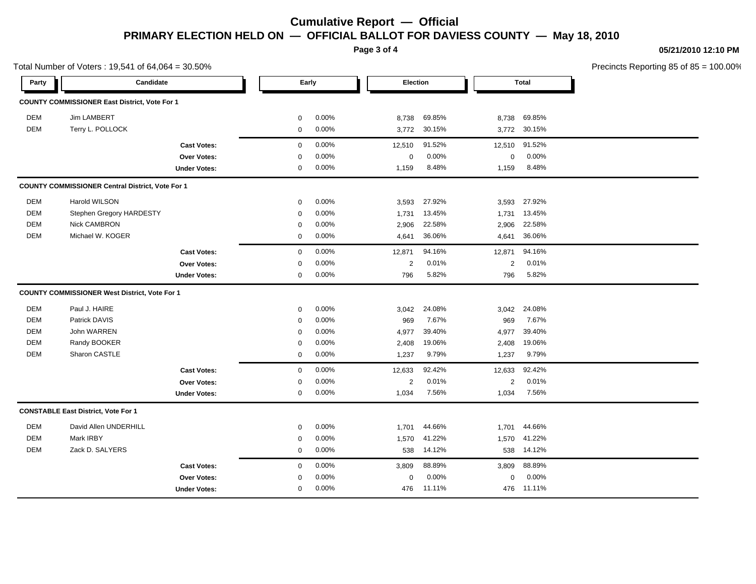# Cumulative Report — Official

## PRIMARY ELECTION HELD ON — OFFICIAL BALLOT FOR DAVIESS COUNTY — May 18, 2010

05/21/2010 12:10 PM

Total Number of Voters : 19,541 of 64,064 = 30.50%

Precincts Reporting 85 of 85 = 100.00%

| Party | Candidate | Early | | Election | | Total | |
|---|---|---|---|---|---|---|---|
| **COUNTY COMMISSIONER East District, Vote For 1** | | | | | | | |
| DEM | Jim LAMBERT | 0 | 0.00% | 8,738 | 69.85% | 8,738 | 69.85% |
| DEM | Terry L. POLLOCK | 0 | 0.00% | 3,772 | 30.15% | 3,772 | 30.15% |
| | **Cast Votes:** | 0 | 0.00% | 12,510 | 91.52% | 12,510 | 91.52% |
| | **Over Votes:** | 0 | 0.00% | 0 | 0.00% | 0 | 0.00% |
| | **Under Votes:** | 0 | 0.00% | 1,159 | 8.48% | 1,159 | 8.48% |
| **COUNTY COMMISSIONER Central District, Vote For 1** | | | | | | | |
| DEM | Harold WILSON | 0 | 0.00% | 3,593 | 27.92% | 3,593 | 27.92% |
| DEM | Stephen Gregory HARDESTY | 0 | 0.00% | 1,731 | 13.45% | 1,731 | 13.45% |
| DEM | Nick CAMBRON | 0 | 0.00% | 2,906 | 22.58% | 2,906 | 22.58% |
| DEM | Michael W. KOGER | 0 | 0.00% | 4,641 | 36.06% | 4,641 | 36.06% |
| | **Cast Votes:** | 0 | 0.00% | 12,871 | 94.16% | 12,871 | 94.16% |
| | **Over Votes:** | 0 | 0.00% | 2 | 0.01% | 2 | 0.01% |
| | **Under Votes:** | 0 | 0.00% | 796 | 5.82% | 796 | 5.82% |
| **COUNTY COMMISSIONER West District, Vote For 1** | | | | | | | |
| DEM | Paul J. HAIRE | 0 | 0.00% | 3,042 | 24.08% | 3,042 | 24.08% |
| DEM | Patrick DAVIS | 0 | 0.00% | 969 | 7.67% | 969 | 7.67% |
| DEM | John WARREN | 0 | 0.00% | 4,977 | 39.40% | 4,977 | 39.40% |
| DEM | Randy BOOKER | 0 | 0.00% | 2,408 | 19.06% | 2,408 | 19.06% |
| DEM | Sharon CASTLE | 0 | 0.00% | 1,237 | 9.79% | 1,237 | 9.79% |
| | **Cast Votes:** | 0 | 0.00% | 12,633 | 92.42% | 12,633 | 92.42% |
| | **Over Votes:** | 0 | 0.00% | 2 | 0.01% | 2 | 0.01% |
| | **Under Votes:** | 0 | 0.00% | 1,034 | 7.56% | 1,034 | 7.56% |
| **CONSTABLE East District, Vote For 1** | | | | | | | |
| DEM | David Allen UNDERHILL | 0 | 0.00% | 1,701 | 44.66% | 1,701 | 44.66% |
| DEM | Mark IRBY | 0 | 0.00% | 1,570 | 41.22% | 1,570 | 41.22% |
| DEM | Zack D. SALYERS | 0 | 0.00% | 538 | 14.12% | 538 | 14.12% |
| | **Cast Votes:** | 0 | 0.00% | 3,809 | 88.89% | 3,809 | 88.89% |
| | **Over Votes:** | 0 | 0.00% | 0 | 0.00% | 0 | 0.00% |
| | **Under Votes:** | 0 | 0.00% | 476 | 11.11% | 476 | 11.11% |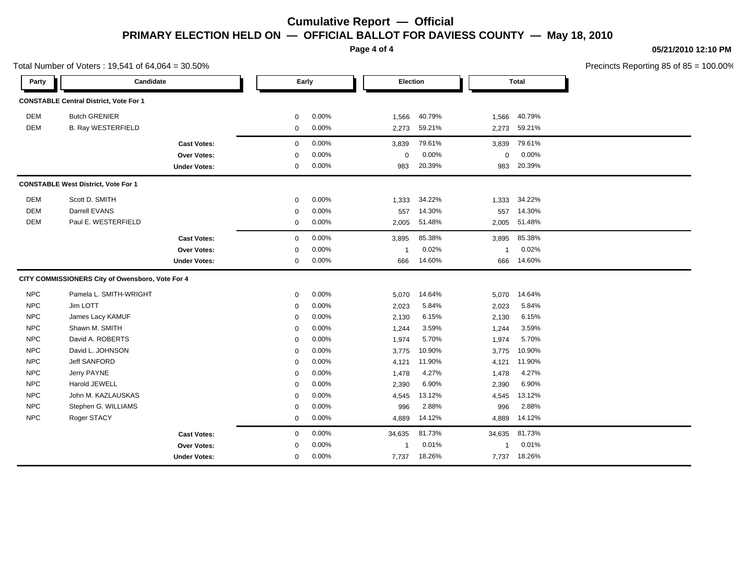# Cumulative Report — Official

## PRIMARY ELECTION HELD ON — OFFICIAL BALLOT FOR DAVIESS COUNTY — May 18, 2010

05/21/2010 12:10 PM

Total Number of Voters : 19,541 of 64,064 = 30.50%

Precincts Reporting 85 of 85 = 100.00%

| Party | Candidate | Early | | Election | | Total | |
|---|---|---|---|---|---|---|---|
| **CONSTABLE Central District, Vote For 1** | | | | | | | |
| DEM | Butch GRENIER | 0 | 0.00% | 1,566 | 40.79% | 1,566 | 40.79% |
| DEM | B. Ray WESTERFIELD | 0 | 0.00% | 2,273 | 59.21% | 2,273 | 59.21% |
| | **Cast Votes:** | 0 | 0.00% | 3,839 | 79.61% | 3,839 | 79.61% |
| | **Over Votes:** | 0 | 0.00% | 0 | 0.00% | 0 | 0.00% |
| | **Under Votes:** | 0 | 0.00% | 983 | 20.39% | 983 | 20.39% |
| **CONSTABLE West District, Vote For 1** | | | | | | | |
| DEM | Scott D. SMITH | 0 | 0.00% | 1,333 | 34.22% | 1,333 | 34.22% |
| DEM | Darrell EVANS | 0 | 0.00% | 557 | 14.30% | 557 | 14.30% |
| DEM | Paul E. WESTERFIELD | 0 | 0.00% | 2,005 | 51.48% | 2,005 | 51.48% |
| | **Cast Votes:** | 0 | 0.00% | 3,895 | 85.38% | 3,895 | 85.38% |
| | **Over Votes:** | 0 | 0.00% | 1 | 0.02% | 1 | 0.02% |
| | **Under Votes:** | 0 | 0.00% | 666 | 14.60% | 666 | 14.60% |
| **CITY COMMISSIONERS City of Owensboro, Vote For 4** | | | | | | | |
| NPC | Pamela L. SMITH-WRIGHT | 0 | 0.00% | 5,070 | 14.64% | 5,070 | 14.64% |
| NPC | Jim LOTT | 0 | 0.00% | 2,023 | 5.84% | 2,023 | 5.84% |
| NPC | James Lacy KAMUF | 0 | 0.00% | 2,130 | 6.15% | 2,130 | 6.15% |
| NPC | Shawn M. SMITH | 0 | 0.00% | 1,244 | 3.59% | 1,244 | 3.59% |
| NPC | David A. ROBERTS | 0 | 0.00% | 1,974 | 5.70% | 1,974 | 5.70% |
| NPC | David L. JOHNSON | 0 | 0.00% | 3,775 | 10.90% | 3,775 | 10.90% |
| NPC | Jeff SANFORD | 0 | 0.00% | 4,121 | 11.90% | 4,121 | 11.90% |
| NPC | Jerry PAYNE | 0 | 0.00% | 1,478 | 4.27% | 1,478 | 4.27% |
| NPC | Harold JEWELL | 0 | 0.00% | 2,390 | 6.90% | 2,390 | 6.90% |
| NPC | John M. KAZLAUSKAS | 0 | 0.00% | 4,545 | 13.12% | 4,545 | 13.12% |
| NPC | Stephen G. WILLIAMS | 0 | 0.00% | 996 | 2.88% | 996 | 2.88% |
| NPC | Roger STACY | 0 | 0.00% | 4,889 | 14.12% | 4,889 | 14.12% |
| | **Cast Votes:** | 0 | 0.00% | 34,635 | 81.73% | 34,635 | 81.73% |
| | **Over Votes:** | 0 | 0.00% | 1 | 0.01% | 1 | 0.01% |
| | **Under Votes:** | 0 | 0.00% | 7,737 | 18.26% | 7,737 | 18.26% |